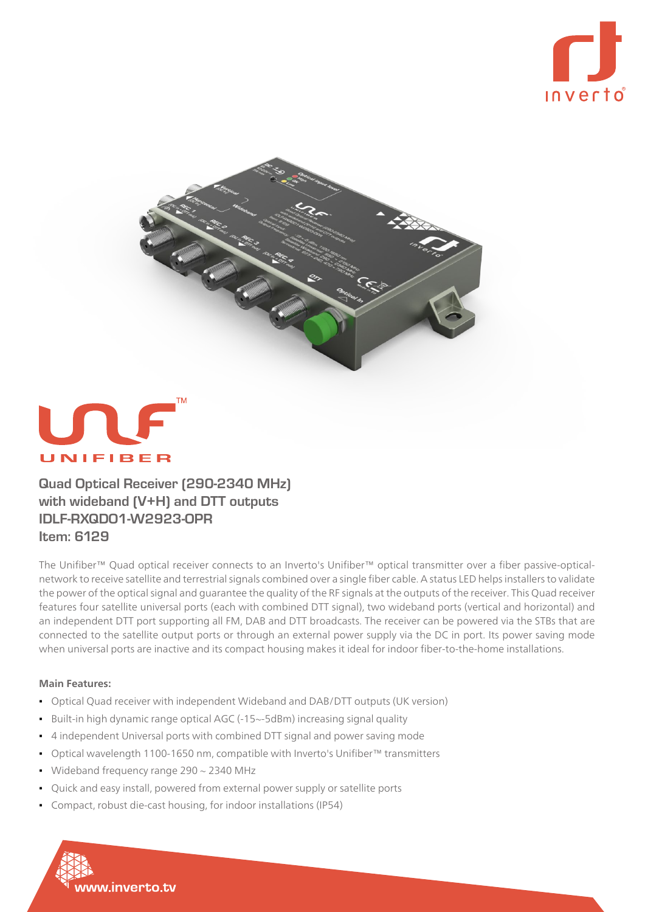# UNIFIBER™

## Quad Optical Receiver (290-2340 MHz) with wideband (V+H) and DTT outputs IDLF-RXQD01-W2923-OPR Item: 6129

The Unifiber™ Quad optical receiver connects to an Inverto's Unifiber™ optical transmitter over a fiber passive-optical-network to receive satellite and terrestrial signals combined over a single fiber cable. A status LED helps installers to validate the power of the optical signal and guarantee the quality of the RF signals at the outputs of the receiver. This Quad receiver features four satellite universal ports (each with combined DTT signal), two wideband ports (vertical and horizontal) and an independent DTT port supporting all FM, DAB and DTT broadcasts. The receiver can be powered via the STBs that are connected to the satellite output ports or through an external power supply via the DC in port. Its power saving mode when universal ports are inactive and its compact housing makes it ideal for indoor fiber-to-the-home installations.

**Main Features:**

- Optical Quad receiver with independent Wideband and DAB/DTT outputs (UK version)
- Built-in high dynamic range optical AGC (-15~-5dBm) increasing signal quality
- 4 independent Universal ports with combined DTT signal and power saving mode
- Optical wavelength 1100-1650 nm, compatible with Inverto's Unifiber™ transmitters
- Wideband frequency range 290 ~ 2340 MHz
- Quick and easy install, powered from external power supply or satellite ports
- Compact, robust die-cast housing, for indoor installations (IP54)

www.inverto.tv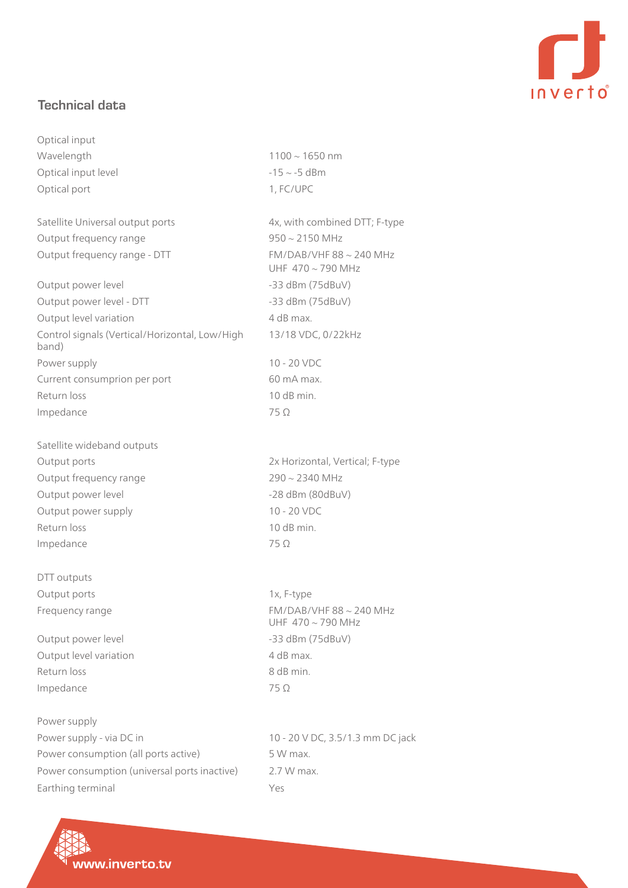## Technical data

| | |
|---|---|
| **Optical input** | |
| Wavelength | 1100 ~ 1650 nm |
| Optical input level | -15 ~ -5 dBm |
| Optical port | 1, FC/UPC |
| | |
| Satellite Universal output ports | 4x, with combined DTT; F-type |
| Output frequency range | 950 ~ 2150 MHz |
| Output frequency range - DTT | FM/DAB/VHF 88 ~ 240 MHz<br>UHF 470 ~ 790 MHz |
| Output power level | -33 dBm (75dBuV) |
| Output power level - DTT | -33 dBm (75dBuV) |
| Output level variation | 4 dB max. |
| Control signals (Vertical/Horizontal, Low/High band) | 13/18 VDC, 0/22kHz |
| Power supply | 10 - 20 VDC |
| Current consumprion per port | 60 mA max. |
| Return loss | 10 dB min. |
| Impedance | 75 Ω |
| | |
| **Satellite wideband outputs** | |
| Output ports | 2x Horizontal, Vertical; F-type |
| Output frequency range | 290 ~ 2340 MHz |
| Output power level | -28 dBm (80dBuV) |
| Output power supply | 10 - 20 VDC |
| Return loss | 10 dB min. |
| Impedance | 75 Ω |
| | |
| **DTT outputs** | |
| Output ports | 1x, F-type |
| Frequency range | FM/DAB/VHF 88 ~ 240 MHz<br>UHF 470 ~ 790 MHz |
| Output power level | -33 dBm (75dBuV) |
| Output level variation | 4 dB max. |
| Return loss | 8 dB min. |
| Impedance | 75 Ω |
| | |
| **Power supply** | |
| Power supply - via DC in | 10 - 20 V DC, 3.5/1.3 mm DC jack |
| Power consumption (all ports active) | 5 W max. |
| Power consumption (universal ports inactive) | 2.7 W max. |
| Earthing terminal | Yes |

www.inverto.tv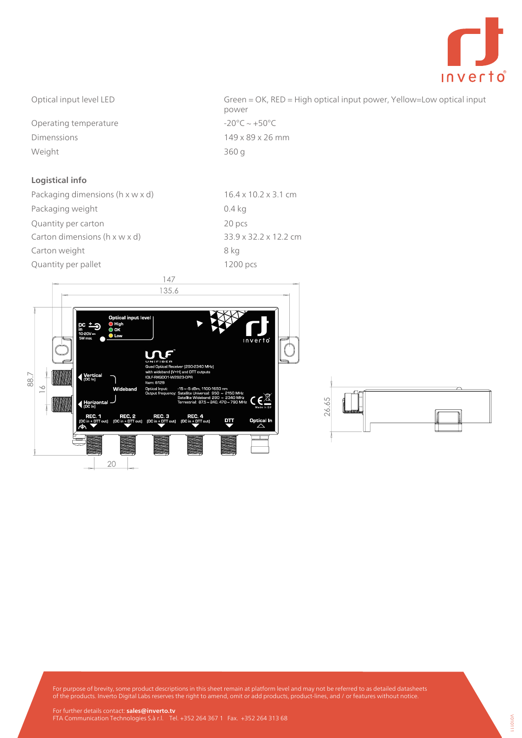| | |
|---|---|
| Optical input level LED | Green = OK, RED = High optical input power, Yellow=Low optical input power |
| Operating temperature | -20°C ~ +50°C |
| Dimenssions | 149 x 89 x 26 mm |
| Weight | 360 g |

**Logistical info**

| | |
|---|---|
| Packaging dimensions (h x w x d) | 16.4 x 10.2 x 3.1 cm |
| Packaging weight | 0.4 kg |
| Quantity per carton | 20 pcs |
| Carton dimensions (h x w x d) | 33.9 x 32.2 x 12.2 cm |
| Carton weight | 8 kg |
| Quantity per pallet | 1200 pcs |

147
135.6
88.7
16
20
26.65

Optical input level
High
OK
Low
DC in 10-20V 5W max
Vertical (DC In)
Horizontal (DC In)
Wideband
UNIFIBER
Quad Optical Receiver (290-2340 MHz) with wideband (V+H) and DTT outputs
IDLF-RXQD01-W2923-OPR
Item: 6129
Optical Input: -15 ~ -5 dBm, 1100-1650 nm
Output frequency: Satellite Universal: 950 ~ 2150 MHz
Satellite Wideband: 290 ~ 2340 MHz
Terrestrial: 87.5 ~ 240, 470 ~ 790 MHz
Made in EU
REC. 1 (DC in + DTT out)
REC. 2 (DC in + DTT out)
REC. 3 (DC in + DTT out)
REC. 4 (DC in + DTT out)
DTT
Optical In

For purpose of brevity, some product descriptions in this sheet remain at platform level and may not be referred to as detailed datasheets of the products. Inverto Digital Labs reserves the right to amend, omit or add products, product-lines, and / or features without notice.

For further details contact: **sales@inverto.tv**
FTA Communication Technologies S.à r.l. Tel. +352 264 367 1 Fax. +352 264 313 68